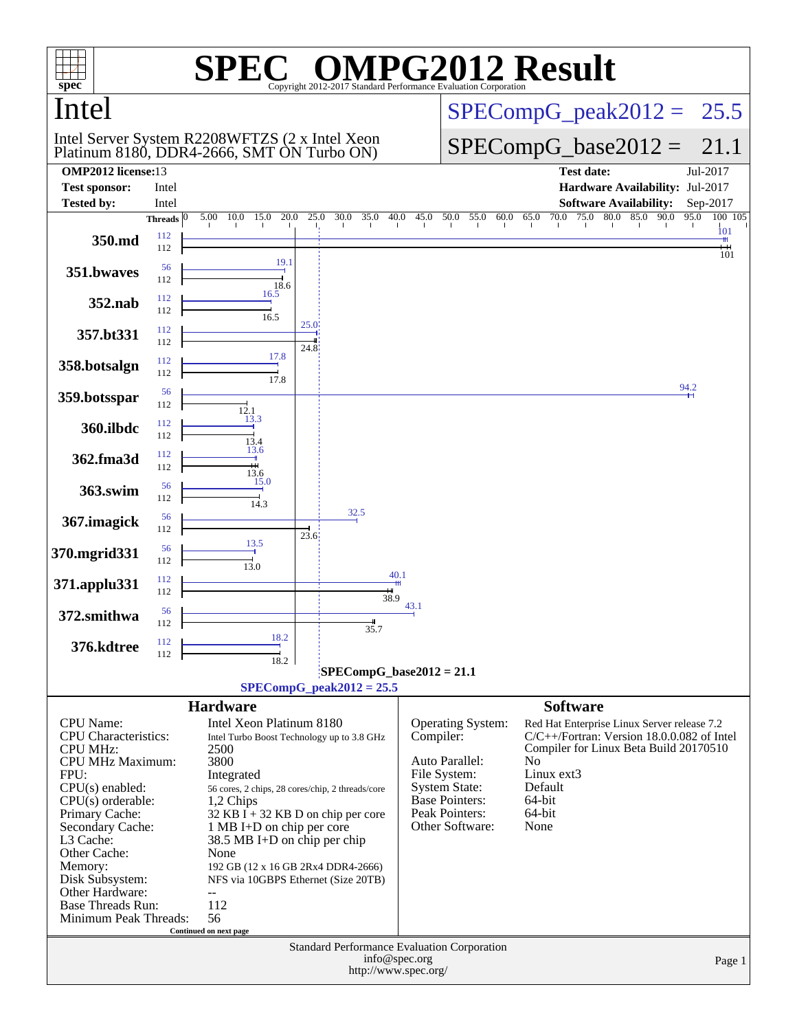# SPEC OMPG2012 Result

Copyright 2012-2017 Standard Performance Evaluation Corporation

## Intel

Intel Server System R2208WFTZS (2 x Intel Xeon Platinum 8180, DDR4-2666, SMT ON Turbo ON)

SPECompG_peak2012 = 25.5

SPECompG_base2012 = 21.1

| | | | |
|---|---|---|---|
| **OMP2012 license:** | 13 | **Test date:** | Jul-2017 |
| **Test sponsor:** | Intel | **Hardware Availability:** | Jul-2017 |
| **Tested by:** | Intel | **Software Availability:** | Sep-2017 |

| Benchmark | Peak Threads | Base Threads | Peak | Base |
|---|---|---|---|---|
| 350.md | 112 | 112 | 101 | 101 |
| 351.bwaves | 56 | 112 | 19.1 | 18.6 |
| 352.nab | 112 | 112 | 16.5 | 16.5 |
| 357.bt331 | 112 | 112 | 25.0 | 24.8 |
| 358.botsalgn | 112 | 112 | 17.8 | 17.8 |
| 359.botsspar | 56 | 112 | 94.2 | 12.1 |
| 360.ilbdc | 112 | 112 | 13.3 | 13.4 |
| 362.fma3d | 112 | 112 | 13.6 | 13.6 |
| 363.swim | 56 | 112 | 15.0 | 14.3 |
| 367.imagick | 56 | 112 | 32.5 | 23.6 |
| 370.mgrid331 | 56 | 112 | 13.5 | 13.0 |
| 371.applu331 | 112 | 112 | 40.1 | 38.9 |
| 372.smithwa | 56 | 112 | 43.1 | 35.7 |
| 376.kdtree | 112 | 112 | 18.2 | 18.2 |

SPECompG_base2012 = 21.1

SPECompG_peak2012 = 25.5

### Hardware

| | |
|---|---|
| CPU Name: | Intel Xeon Platinum 8180 |
| CPU Characteristics: | Intel Turbo Boost Technology up to 3.8 GHz |
| CPU MHz: | 2500 |
| CPU MHz Maximum: | 3800 |
| FPU: | Integrated |
| CPU(s) enabled: | 56 cores, 2 chips, 28 cores/chip, 2 threads/core |
| CPU(s) orderable: | 1,2 Chips |
| Primary Cache: | 32 KB I + 32 KB D on chip per core |
| Secondary Cache: | 1 MB I+D on chip per core |
| L3 Cache: | 38.5 MB I+D on chip per chip |
| Other Cache: | None |
| Memory: | 192 GB (12 x 16 GB 2Rx4 DDR4-2666) |
| Disk Subsystem: | NFS via 10GBPS Ethernet (Size 20TB) |
| Other Hardware: | -- |
| Base Threads Run: | 112 |
| Minimum Peak Threads: | 56 |

Continued on next page

### Software

| | |
|---|---|
| Operating System: | Red Hat Enterprise Linux Server release 7.2 |
| Compiler: | C/C++/Fortran: Version 18.0.0.082 of Intel Compiler for Linux Beta Build 20170510 |
| Auto Parallel: | No |
| File System: | Linux ext3 |
| System State: | Default |
| Base Pointers: | 64-bit |
| Peak Pointers: | 64-bit |
| Other Software: | None |

Standard Performance Evaluation Corporation
info@spec.org
http://www.spec.org/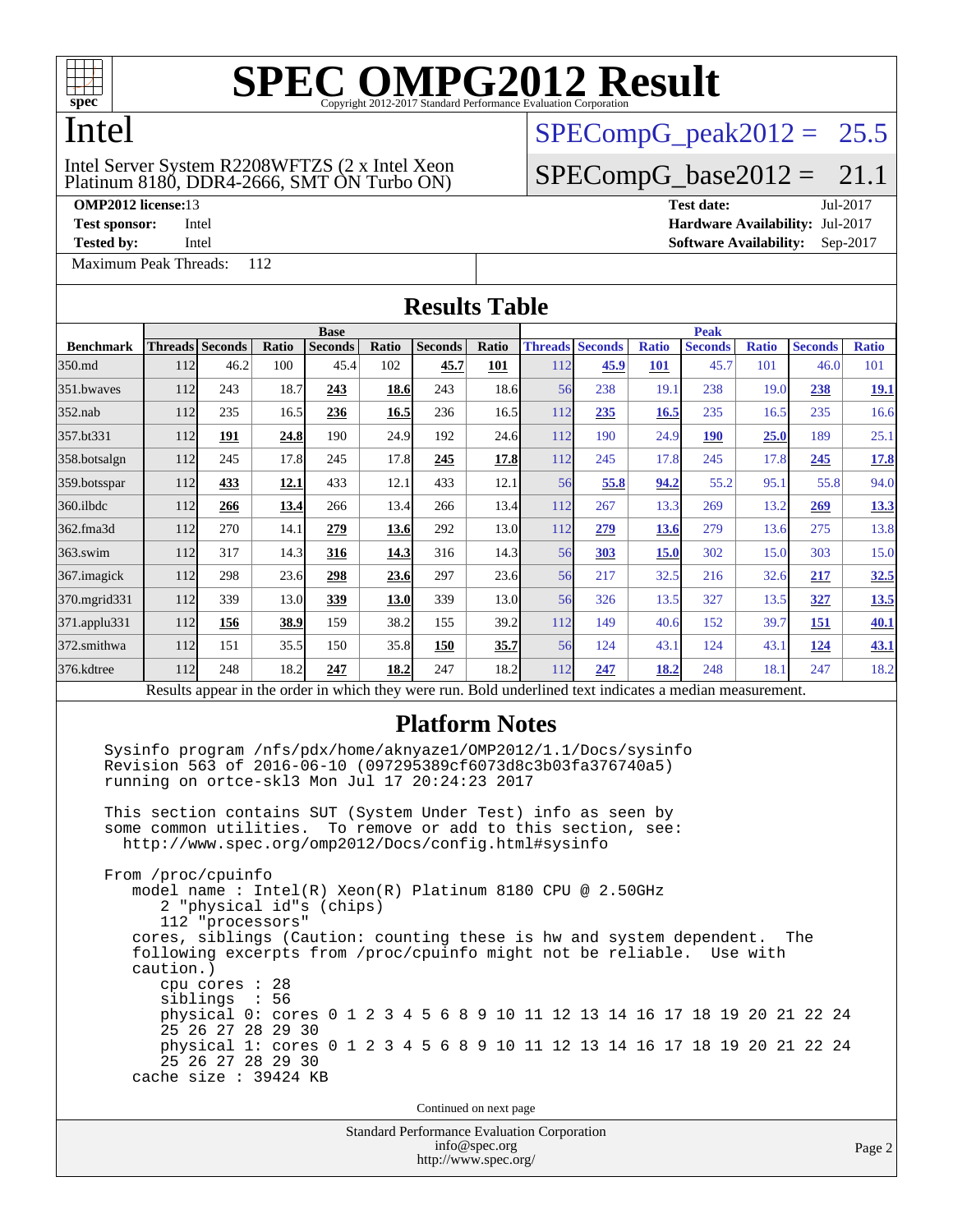# SPEC OMPG2012 Result

Copyright 2012-2017 Standard Performance Evaluation Corporation

# Intel

Intel Server System R2208WFTZS (2 x Intel Xeon Platinum 8180, DDR4-2666, SMT ON Turbo ON)

SPECompG_peak2012 = 25.5

SPECompG_base2012 = 21.1

**OMP2012 license:** 13 | **Test date:** Jul-2017
**Test sponsor:** Intel | **Hardware Availability:** Jul-2017
**Tested by:** Intel | **Software Availability:** Sep-2017

Maximum Peak Threads: 112

## Results Table

| Benchmark | Base | | | | | | | Peak | | | | | | |
|---|---|---|---|---|---|---|---|---|---|---|---|---|---|---|
| | Threads | Seconds | Ratio | Seconds | Ratio | Seconds | Ratio | Threads | Seconds | Ratio | Seconds | Ratio | Seconds | Ratio |
| 350.md | 112 | 46.2 | 100 | 45.4 | 102 | **45.7** | **101** | 112 | **45.9** | **101** | 45.7 | 101 | 46.0 | 101 |
| 351.bwaves | 112 | 243 | 18.7 | **243** | **18.6** | 243 | 18.6 | 56 | 238 | 19.1 | 238 | 19.0 | **238** | **19.1** |
| 352.nab | 112 | 235 | 16.5 | **236** | **16.5** | 236 | 16.5 | 112 | **235** | **16.5** | 235 | 16.5 | 235 | 16.6 |
| 357.bt331 | 112 | **191** | **24.8** | 190 | 24.9 | 192 | 24.6 | 112 | 190 | 24.9 | **190** | **25.0** | 189 | 25.1 |
| 358.botsalgn | 112 | 245 | 17.8 | 245 | 17.8 | **245** | **17.8** | 112 | 245 | 17.8 | 245 | 17.8 | **245** | **17.8** |
| 359.botsspar | 112 | **433** | **12.1** | 433 | 12.1 | 433 | 12.1 | 56 | **55.8** | **94.2** | 55.2 | 95.1 | 55.8 | 94.0 |
| 360.ilbdc | 112 | **266** | **13.4** | 266 | 13.4 | 266 | 13.4 | 112 | 267 | 13.3 | 269 | 13.2 | **269** | **13.3** |
| 362.fma3d | 112 | 270 | 14.1 | **279** | **13.6** | 292 | 13.0 | 112 | **279** | **13.6** | 279 | 13.6 | 275 | 13.8 |
| 363.swim | 112 | 317 | 14.3 | **316** | **14.3** | 316 | 14.3 | 56 | **303** | **15.0** | 302 | 15.0 | 303 | 15.0 |
| 367.imagick | 112 | 298 | 23.6 | **298** | **23.6** | 297 | 23.6 | 56 | 217 | 32.5 | 216 | 32.6 | **217** | **32.5** |
| 370.mgrid331 | 112 | 339 | 13.0 | **339** | **13.0** | 339 | 13.0 | 56 | 326 | 13.5 | 327 | 13.5 | **327** | **13.5** |
| 371.applu331 | 112 | **156** | **38.9** | 159 | 38.2 | 155 | 39.2 | 112 | 149 | 40.6 | 152 | 39.7 | **151** | **40.1** |
| 372.smithwa | 112 | 151 | 35.5 | 150 | 35.8 | **150** | **35.7** | 56 | 124 | 43.1 | 124 | 43.1 | **124** | **43.1** |
| 376.kdtree | 112 | 248 | 18.2 | **247** | **18.2** | 247 | 18.2 | 112 | **247** | **18.2** | 248 | 18.1 | 247 | 18.2 |

Results appear in the order in which they were run. Bold underlined text indicates a median measurement.

## Platform Notes

```
Sysinfo program /nfs/pdx/home/aknyaze1/OMP2012/1.1/Docs/sysinfo
Revision 563 of 2016-06-10 (097295389cf6073d8c3b03fa376740a5)
running on ortce-skl3 Mon Jul 17 20:24:23 2017

This section contains SUT (System Under Test) info as seen by
some common utilities.  To remove or add to this section, see:
  http://www.spec.org/omp2012/Docs/config.html#sysinfo

From /proc/cpuinfo
   model name : Intel(R) Xeon(R) Platinum 8180 CPU @ 2.50GHz
      2 "physical id"s (chips)
      112 "processors"
   cores, siblings (Caution: counting these is hw and system dependent.  The
   following excerpts from /proc/cpuinfo might not be reliable.  Use with
   caution.)
      cpu cores : 28
      siblings  : 56
      physical 0: cores 0 1 2 3 4 5 6 8 9 10 11 12 13 14 16 17 18 19 20 21 22 24
      25 26 27 28 29 30
      physical 1: cores 0 1 2 3 4 5 6 8 9 10 11 12 13 14 16 17 18 19 20 21 22 24
      25 26 27 28 29 30
   cache size : 39424 KB
```

Continued on next page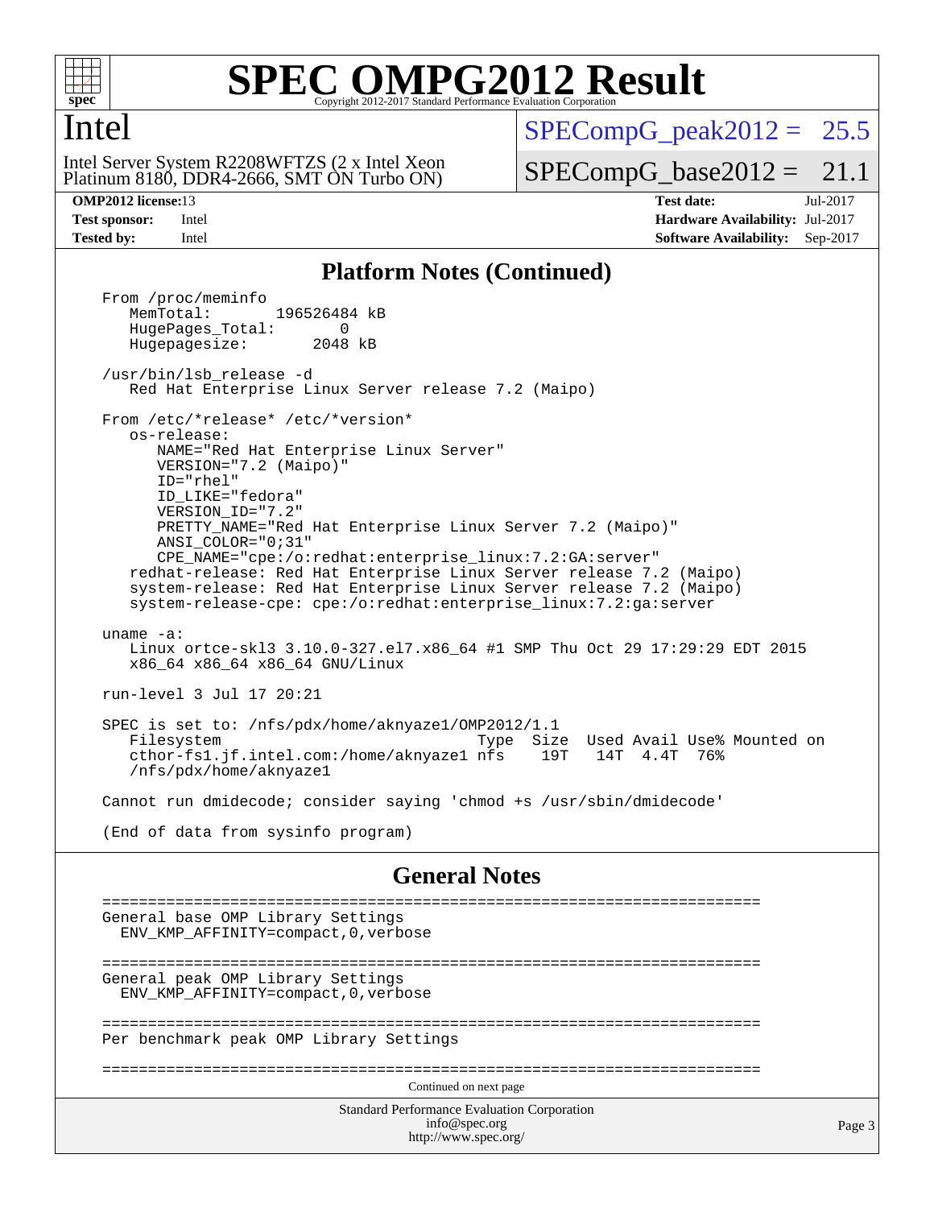## Platform Notes (Continued)

```
From /proc/meminfo
   MemTotal:       196526484 kB
   HugePages_Total:       0
   Hugepagesize:       2048 kB

/usr/bin/lsb_release -d
   Red Hat Enterprise Linux Server release 7.2 (Maipo)

From /etc/*release* /etc/*version*
   os-release:
      NAME="Red Hat Enterprise Linux Server"
      VERSION="7.2 (Maipo)"
      ID="rhel"
      ID_LIKE="fedora"
      VERSION_ID="7.2"
      PRETTY_NAME="Red Hat Enterprise Linux Server 7.2 (Maipo)"
      ANSI_COLOR="0;31"
      CPE_NAME="cpe:/o:redhat:enterprise_linux:7.2:GA:server"
   redhat-release: Red Hat Enterprise Linux Server release 7.2 (Maipo)
   system-release: Red Hat Enterprise Linux Server release 7.2 (Maipo)
   system-release-cpe: cpe:/o:redhat:enterprise_linux:7.2:ga:server

uname -a:
   Linux ortce-skl3 3.10.0-327.el7.x86_64 #1 SMP Thu Oct 29 17:29:29 EDT 2015
   x86_64 x86_64 x86_64 GNU/Linux

run-level 3 Jul 17 20:21

SPEC is set to: /nfs/pdx/home/aknyaze1/OMP2012/1.1
   Filesystem                              Type  Size  Used Avail Use% Mounted on
   cthor-fs1.jf.intel.com:/home/aknyaze1 nfs    19T   14T  4.4T  76%
   /nfs/pdx/home/aknyaze1

Cannot run dmidecode; consider saying 'chmod +s /usr/sbin/dmidecode'

(End of data from sysinfo program)
```

## General Notes

```
========================================================================
General base OMP Library Settings
  ENV_KMP_AFFINITY=compact,0,verbose

========================================================================
General peak OMP Library Settings
  ENV_KMP_AFFINITY=compact,0,verbose

========================================================================
Per benchmark peak OMP Library Settings

========================================================================
```

Continued on next page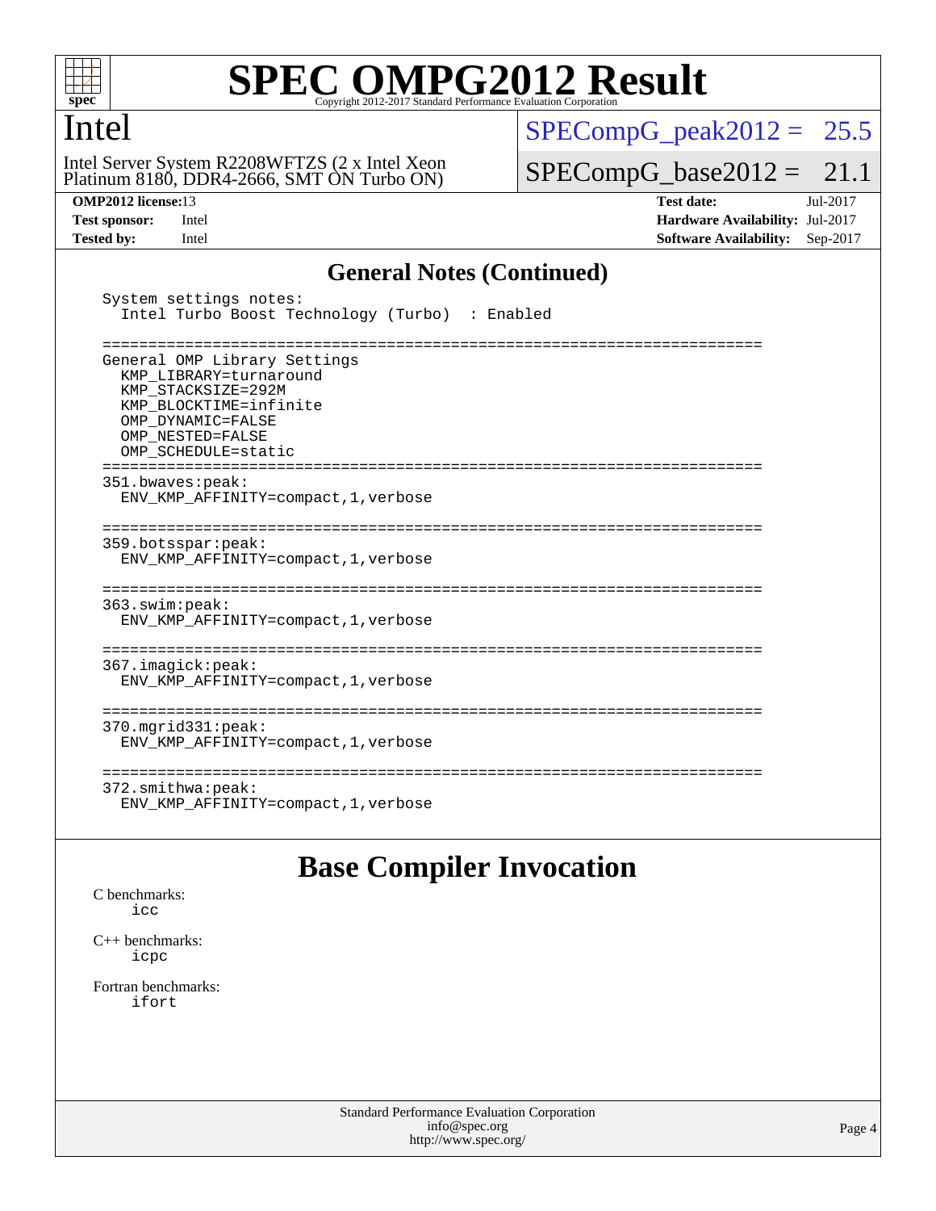## General Notes (Continued)

```
System settings notes:
  Intel Turbo Boost Technology (Turbo)  : Enabled

========================================================================
General OMP Library Settings
  KMP_LIBRARY=turnaround
  KMP_STACKSIZE=292M
  KMP_BLOCKTIME=infinite
  OMP_DYNAMIC=FALSE
  OMP_NESTED=FALSE
  OMP_SCHEDULE=static
========================================================================
351.bwaves:peak:
  ENV_KMP_AFFINITY=compact,1,verbose

========================================================================
359.botsspar:peak:
  ENV_KMP_AFFINITY=compact,1,verbose

========================================================================
363.swim:peak:
  ENV_KMP_AFFINITY=compact,1,verbose

========================================================================
367.imagick:peak:
  ENV_KMP_AFFINITY=compact,1,verbose

========================================================================
370.mgrid331:peak:
  ENV_KMP_AFFINITY=compact,1,verbose

========================================================================
372.smithwa:peak:
  ENV_KMP_AFFINITY=compact,1,verbose
```

# Base Compiler Invocation

C benchmarks:
  icc

C++ benchmarks:
  icpc

Fortran benchmarks:
  ifort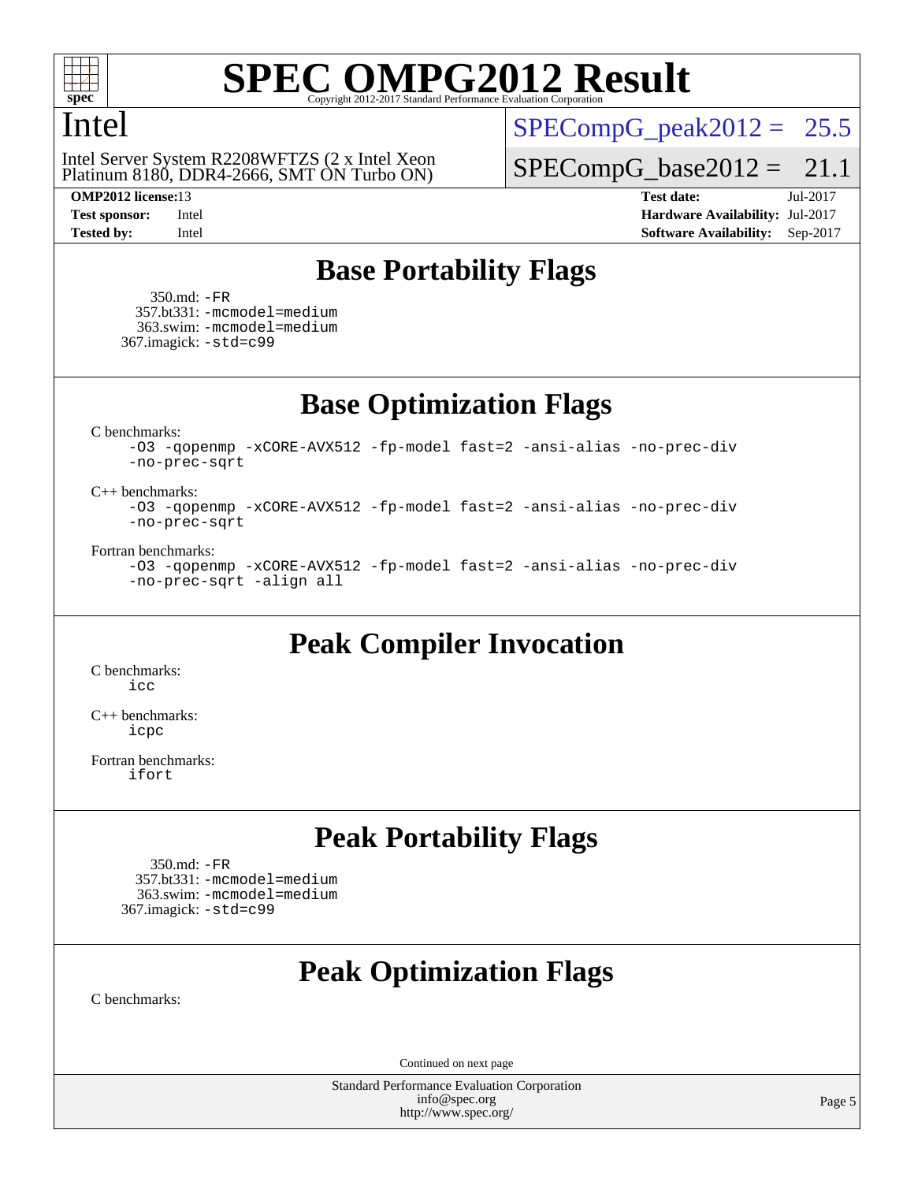## Base Portability Flags

350.md: -FR
357.bt331: -mcmodel=medium
363.swim: -mcmodel=medium
367.imagick: -std=c99

## Base Optimization Flags

C benchmarks:
-O3 -qopenmp -xCORE-AVX512 -fp-model fast=2 -ansi-alias -no-prec-div -no-prec-sqrt

C++ benchmarks:
-O3 -qopenmp -xCORE-AVX512 -fp-model fast=2 -ansi-alias -no-prec-div -no-prec-sqrt

Fortran benchmarks:
-O3 -qopenmp -xCORE-AVX512 -fp-model fast=2 -ansi-alias -no-prec-div -no-prec-sqrt -align all

## Peak Compiler Invocation

C benchmarks:
icc

C++ benchmarks:
icpc

Fortran benchmarks:
ifort

## Peak Portability Flags

350.md: -FR
357.bt331: -mcmodel=medium
363.swim: -mcmodel=medium
367.imagick: -std=c99

## Peak Optimization Flags

C benchmarks:

Continued on next page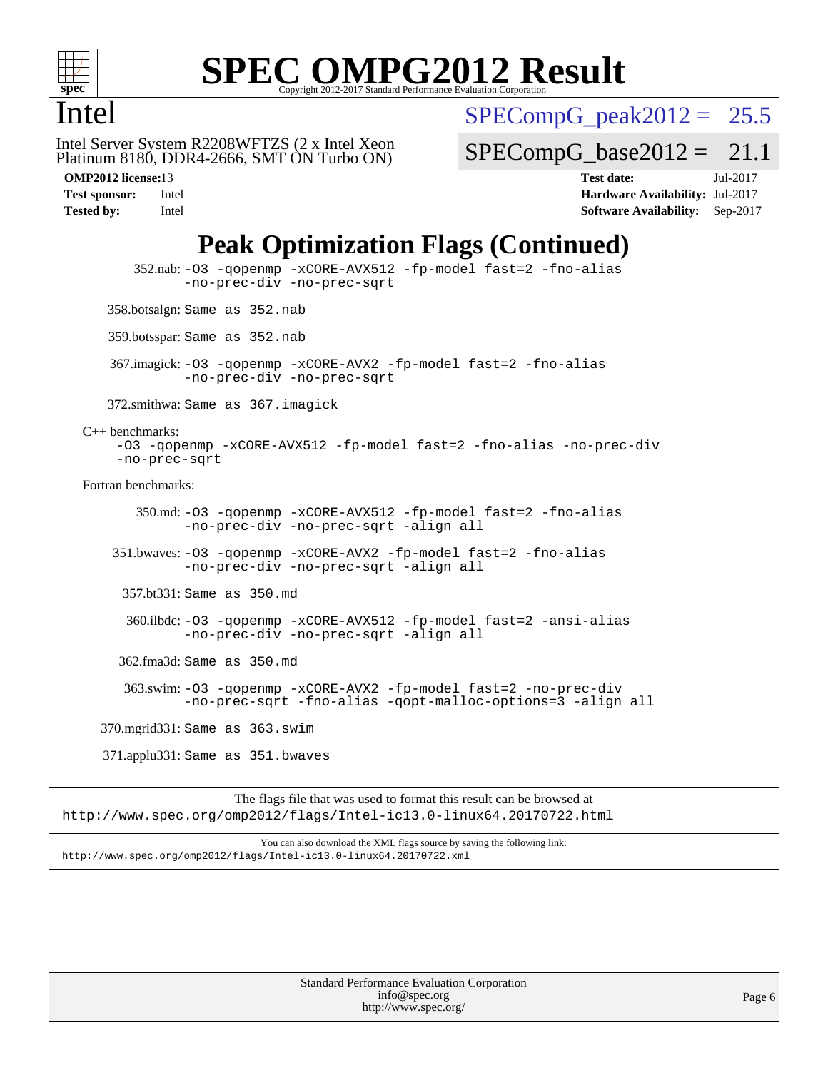# Peak Optimization Flags (Continued)

352.nab: -O3 -qopenmp -xCORE-AVX512 -fp-model fast=2 -fno-alias -no-prec-div -no-prec-sqrt

358.botsalgn: Same as 352.nab

359.botsspar: Same as 352.nab

367.imagick: -O3 -qopenmp -xCORE-AVX2 -fp-model fast=2 -fno-alias -no-prec-div -no-prec-sqrt

372.smithwa: Same as 367.imagick

C++ benchmarks:

-O3 -qopenmp -xCORE-AVX512 -fp-model fast=2 -fno-alias -no-prec-div -no-prec-sqrt

Fortran benchmarks:

350.md: -O3 -qopenmp -xCORE-AVX512 -fp-model fast=2 -fno-alias -no-prec-div -no-prec-sqrt -align all

351.bwaves: -O3 -qopenmp -xCORE-AVX2 -fp-model fast=2 -fno-alias -no-prec-div -no-prec-sqrt -align all

357.bt331: Same as 350.md

360.ilbdc: -O3 -qopenmp -xCORE-AVX512 -fp-model fast=2 -ansi-alias -no-prec-div -no-prec-sqrt -align all

362.fma3d: Same as 350.md

363.swim: -O3 -qopenmp -xCORE-AVX2 -fp-model fast=2 -no-prec-div -no-prec-sqrt -fno-alias -qopt-malloc-options=3 -align all

370.mgrid331: Same as 363.swim

371.applu331: Same as 351.bwaves

The flags file that was used to format this result can be browsed at
http://www.spec.org/omp2012/flags/Intel-ic13.0-linux64.20170722.html

You can also download the XML flags source by saving the following link:
http://www.spec.org/omp2012/flags/Intel-ic13.0-linux64.20170722.xml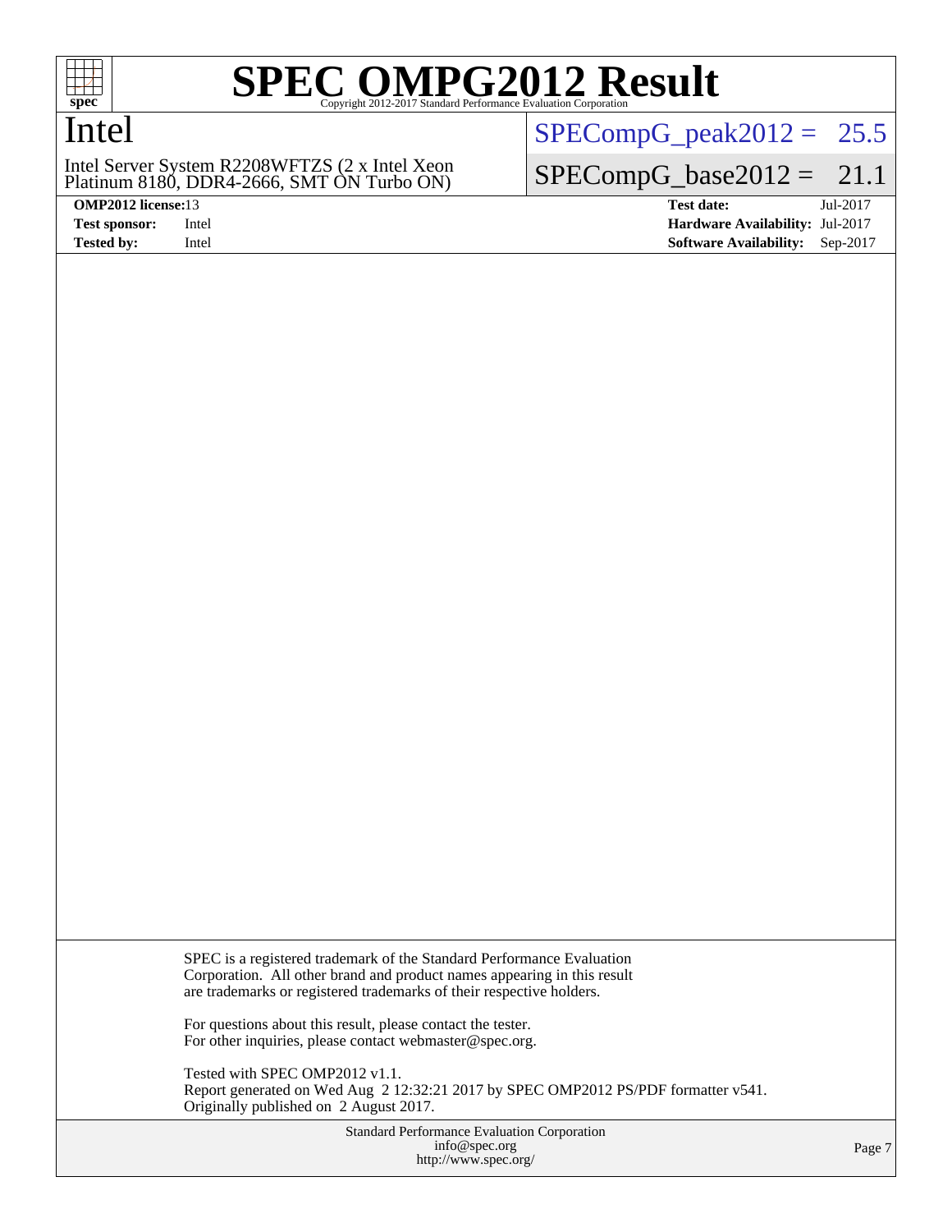SPEC is a registered trademark of the Standard Performance Evaluation Corporation. All other brand and product names appearing in this result are trademarks or registered trademarks of their respective holders.

For questions about this result, please contact the tester.
For other inquiries, please contact webmaster@spec.org.

Tested with SPEC OMP2012 v1.1.
Report generated on Wed Aug 2 12:32:21 2017 by SPEC OMP2012 PS/PDF formatter v541.
Originally published on 2 August 2017.